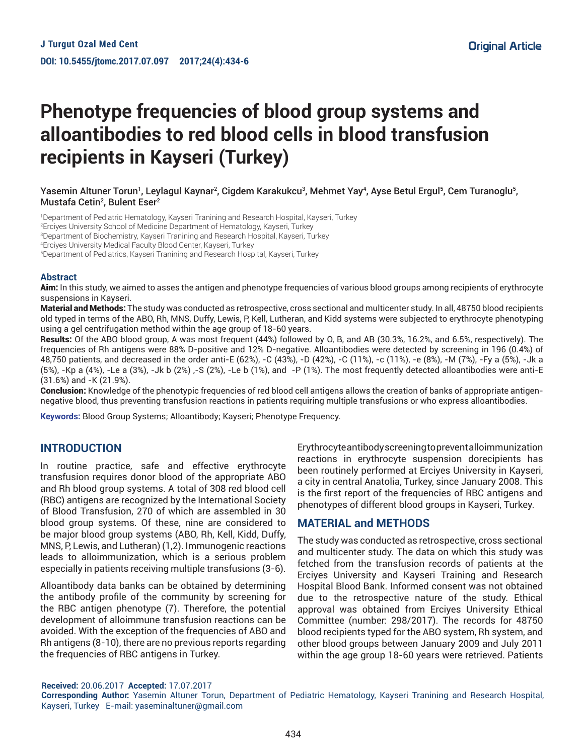Original Article

# Phenotype frequencies of blood group systems and alloantibodies to red blood cells in blood transfusion recipients in Kayseri (Turkey)

Yasemin Altuner Torun[1], Leylagul Kaynar[2], Cigdem Karakukcu[3], Mehmet Yay[4], Ayse Betul Ergul[5], Cem Turanoglu[5], Mustafa Cetin[2], Bulent Eser[2]

[1]Department of Pediatric Hematology, Kayseri Tranining and Research Hospital, Kayseri, Turkey
[2]Erciyes University School of Medicine Department of Hematology, Kayseri, Turkey
[3]Department of Biochemistry, Kayseri Tranining and Research Hospital, Kayseri, Turkey
[4]Erciyes University Medical Faculty Blood Center, Kayseri, Turkey
[5]Department of Pediatrics, Kayseri Tranining and Research Hospital, Kayseri, Turkey

## Abstract

**Aim:** In this study, we aimed to asses the antigen and phenotype frequencies of various blood groups among recipients of erythrocyte suspensions in Kayseri.

**Material and Methods:** The study was conducted as retrospective, cross sectional and multicenter study. In all, 48750 blood recipients old typed in terms of the ABO, Rh, MNS, Duffy, Lewis, P, Kell, Lutheran, and Kidd systems were subjected to erythrocyte phenotyping using a gel centrifugation method within the age group of 18-60 years.

**Results:** Of the ABO blood group, A was most frequent (44%) followed by O, B, and AB (30.3%, 16.2%, and 6.5%, respectively). The frequencies of Rh antigens were 88% D-positive and 12% D-negative. Alloantibodies were detected by screening in 196 (0.4%) of 48,750 patients, and decreased in the order anti-E (62%), -C (43%), -D (42%), -C (11%), -c (11%), -e (8%), -M (7%), -Fy a (5%), -Jk a (5%), -Kp a (4%), -Le a (3%), -Jk b (2%) ,-S (2%), -Le b (1%), and -P (1%). The most frequently detected alloantibodies were anti-E (31.6%) and -K (21.9%).

**Conclusion:** Knowledge of the phenotypic frequencies of red blood cell antigens allows the creation of banks of appropriate antigen-negative blood, thus preventing transfusion reactions in patients requiring multiple transfusions or who express alloantibodies.

**Keywords:** Blood Group Systems; Alloantibody; Kayseri; Phenotype Frequency.

## INTRODUCTION

In routine practice, safe and effective erythrocyte transfusion requires donor blood of the appropriate ABO and Rh blood group systems. A total of 308 red blood cell (RBC) antigens are recognized by the International Society of Blood Transfusion, 270 of which are assembled in 30 blood group systems. Of these, nine are considered to be major blood group systems (ABO, Rh, Kell, Kidd, Duffy, MNS, P, Lewis, and Lutheran) (1,2). Immunogenic reactions leads to alloimmunization, which is a serious problem especially in patients receiving multiple transfusions (3-6).

Alloantibody data banks can be obtained by determining the antibody profile of the community by screening for the RBC antigen phenotype (7). Therefore, the potential development of alloimmune transfusion reactions can be avoided. With the exception of the frequencies of ABO and Rh antigens (8-10), there are no previous reports regarding the frequencies of RBC antigens in Turkey.

Erythrocyteantibodyscreeningtopreventalloimmunization reactions in erythrocyte suspension dorecipients has been routinely performed at Erciyes University in Kayseri, a city in central Anatolia, Turkey, since January 2008. This is the first report of the frequencies of RBC antigens and phenotypes of different blood groups in Kayseri, Turkey.

## MATERIAL and METHODS

The study was conducted as retrospective, cross sectional and multicenter study. The data on which this study was fetched from the transfusion records of patients at the Erciyes University and Kayseri Training and Research Hospital Blood Bank. Informed consent was not obtained due to the retrospective nature of the study. Ethical approval was obtained from Erciyes University Ethical Committee (number: 298/2017). The records for 48750 blood recipients typed for the ABO system, Rh system, and other blood groups between January 2009 and July 2011 within the age group 18-60 years were retrieved. Patients

**Received:** 20.06.2017 **Accepted:** 17.07.2017
**Corresponding Author:** Yasemin Altuner Torun, Department of Pediatric Hematology, Kayseri Tranining and Research Hospital, Kayseri, Turkey E-mail: yaseminaltuner@gmail.com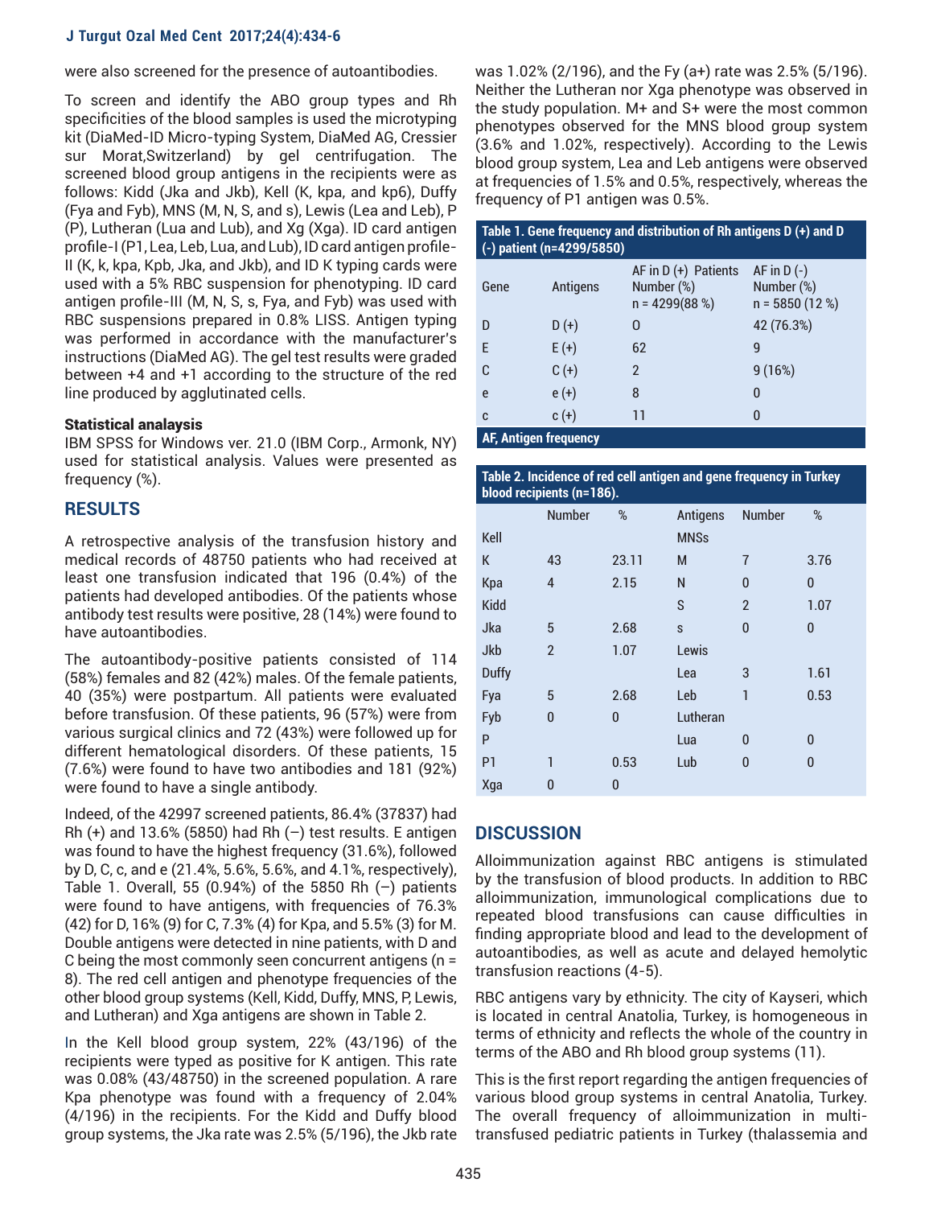were also screened for the presence of autoantibodies.

To screen and identify the ABO group types and Rh specificities of the blood samples is used the microtyping kit (DiaMed-ID Micro-typing System, DiaMed AG, Cressier sur Morat,Switzerland) by gel centrifugation. The screened blood group antigens in the recipients were as follows: Kidd (Jka and Jkb), Kell (K, kpa, and kp6), Duffy (Fya and Fyb), MNS (M, N, S, and s), Lewis (Lea and Leb), P (P), Lutheran (Lua and Lub), and Xg (Xga). ID card antigen profile-I (P1, Lea, Leb, Lua, and Lub), ID card antigen profile-II (K, k, kpa, Kpb, Jka, and Jkb), and ID K typing cards were used with a 5% RBC suspension for phenotyping. ID card antigen profile-III (M, N, S, s, Fya, and Fyb) was used with RBC suspensions prepared in 0.8% LISS. Antigen typing was performed in accordance with the manufacturer's instructions (DiaMed AG). The gel test results were graded between +4 and +1 according to the structure of the red line produced by agglutinated cells.

**Statistical analaysis**

IBM SPSS for Windows ver. 21.0 (IBM Corp., Armonk, NY) used for statistical analysis. Values were presented as frequency (%).

## RESULTS

A retrospective analysis of the transfusion history and medical records of 48750 patients who had received at least one transfusion indicated that 196 (0.4%) of the patients had developed antibodies. Of the patients whose antibody test results were positive, 28 (14%) were found to have autoantibodies.

The autoantibody-positive patients consisted of 114 (58%) females and 82 (42%) males. Of the female patients, 40 (35%) were postpartum. All patients were evaluated before transfusion. Of these patients, 96 (57%) were from various surgical clinics and 72 (43%) were followed up for different hematological disorders. Of these patients, 15 (7.6%) were found to have two antibodies and 181 (92%) were found to have a single antibody.

Indeed, of the 42997 screened patients, 86.4% (37837) had Rh (+) and 13.6% (5850) had Rh (–) test results. E antigen was found to have the highest frequency (31.6%), followed by D, C, c, and e (21.4%, 5.6%, 5.6%, and 4.1%, respectively), Table 1. Overall, 55 (0.94%) of the 5850 Rh (–) patients were found to have antigens, with frequencies of 76.3% (42) for D, 16% (9) for C, 7.3% (4) for Kpa, and 5.5% (3) for M. Double antigens were detected in nine patients, with D and C being the most commonly seen concurrent antigens (n = 8). The red cell antigen and phenotype frequencies of the other blood group systems (Kell, Kidd, Duffy, MNS, P, Lewis, and Lutheran) and Xga antigens are shown in Table 2.

In the Kell blood group system, 22% (43/196) of the recipients were typed as positive for K antigen. This rate was 0.08% (43/48750) in the screened population. A rare Kpa phenotype was found with a frequency of 2.04% (4/196) in the recipients. For the Kidd and Duffy blood group systems, the Jka rate was 2.5% (5/196), the Jkb rate was 1.02% (2/196), and the Fy (a+) rate was 2.5% (5/196). Neither the Lutheran nor Xga phenotype was observed in the study population. M+ and S+ were the most common phenotypes observed for the MNS blood group system (3.6% and 1.02%, respectively). According to the Lewis blood group system, Lea and Leb antigens were observed at frequencies of 1.5% and 0.5%, respectively, whereas the frequency of P1 antigen was 0.5%.

**Table 1. Gene frequency and distribution of Rh antigens D (+) and D (-) patient (n=4299/5850)**

| Gene | Antigens | AF in D (+) Patients Number (%) n = 4299(88 %) | AF in D (-) Number (%) n = 5850 (12 %) |
|---|---|---|---|
| D | D (+) | 0 | 42 (76.3%) |
| E | E (+) | 62 | 9 |
| C | C (+) | 2 | 9 (16%) |
| e | e (+) | 8 | 0 |
| c | c (+) | 11 | 0 |

AF, Antigen frequency

**Table 2. Incidence of red cell antigen and gene frequency in Turkey blood recipients (n=186).**

| | Number | % | Antigens | Number | % |
|---|---|---|---|---|---|
| Kell | | | MNSs | | |
| K | 43 | 23.11 | M | 7 | 3.76 |
| Kpa | 4 | 2.15 | N | 0 | 0 |
| Kidd | | | S | 2 | 1.07 |
| Jka | 5 | 2.68 | s | 0 | 0 |
| Jkb | 2 | 1.07 | Lewis | | |
| Duffy | | | Lea | 3 | 1.61 |
| Fya | 5 | 2.68 | Leb | 1 | 0.53 |
| Fyb | 0 | 0 | Lutheran | | |
| P | | | Lua | 0 | 0 |
| P1 | 1 | 0.53 | Lub | 0 | 0 |
| Xga | 0 | 0 | | | |

## DISCUSSION

Alloimmunization against RBC antigens is stimulated by the transfusion of blood products. In addition to RBC alloimmunization, immunological complications due to repeated blood transfusions can cause difficulties in finding appropriate blood and lead to the development of autoantibodies, as well as acute and delayed hemolytic transfusion reactions (4-5).

RBC antigens vary by ethnicity. The city of Kayseri, which is located in central Anatolia, Turkey, is homogeneous in terms of ethnicity and reflects the whole of the country in terms of the ABO and Rh blood group systems (11).

This is the first report regarding the antigen frequencies of various blood group systems in central Anatolia, Turkey. The overall frequency of alloimmunization in multi-transfused pediatric patients in Turkey (thalassemia and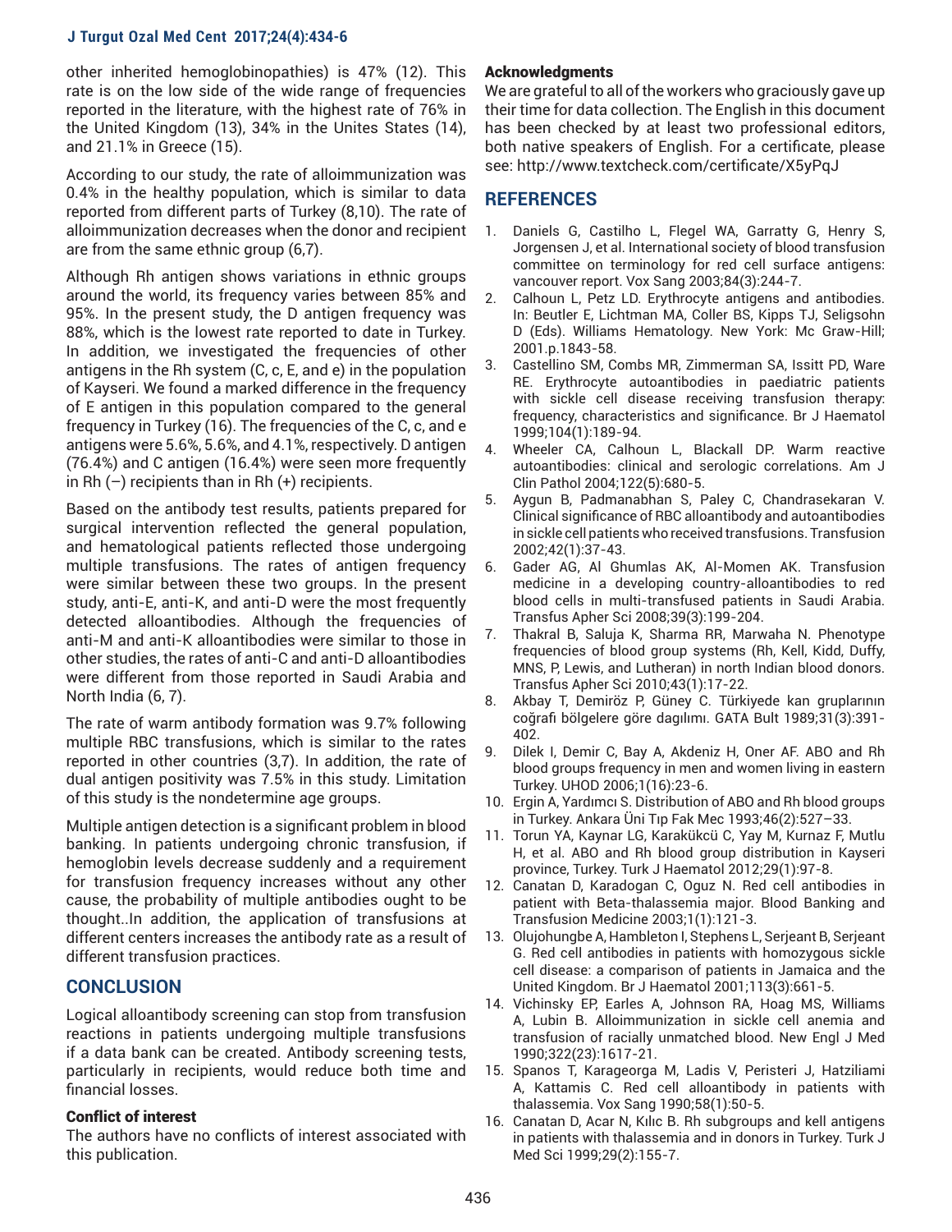other inherited hemoglobinopathies) is 47% (12). This rate is on the low side of the wide range of frequencies reported in the literature, with the highest rate of 76% in the United Kingdom (13), 34% in the Unites States (14), and 21.1% in Greece (15).

According to our study, the rate of alloimmunization was 0.4% in the healthy population, which is similar to data reported from different parts of Turkey (8,10). The rate of alloimmunization decreases when the donor and recipient are from the same ethnic group (6,7).

Although Rh antigen shows variations in ethnic groups around the world, its frequency varies between 85% and 95%. In the present study, the D antigen frequency was 88%, which is the lowest rate reported to date in Turkey. In addition, we investigated the frequencies of other antigens in the Rh system (C, c, E, and e) in the population of Kayseri. We found a marked difference in the frequency of E antigen in this population compared to the general frequency in Turkey (16). The frequencies of the C, c, and e antigens were 5.6%, 5.6%, and 4.1%, respectively. D antigen (76.4%) and C antigen (16.4%) were seen more frequently in Rh (–) recipients than in Rh (+) recipients.

Based on the antibody test results, patients prepared for surgical intervention reflected the general population, and hematological patients reflected those undergoing multiple transfusions. The rates of antigen frequency were similar between these two groups. In the present study, anti-E, anti-K, and anti-D were the most frequently detected alloantibodies. Although the frequencies of anti-M and anti-K alloantibodies were similar to those in other studies, the rates of anti-C and anti-D alloantibodies were different from those reported in Saudi Arabia and North India (6, 7).

The rate of warm antibody formation was 9.7% following multiple RBC transfusions, which is similar to the rates reported in other countries (3,7). In addition, the rate of dual antigen positivity was 7.5% in this study. Limitation of this study is the nondetermine age groups.

Multiple antigen detection is a significant problem in blood banking. In patients undergoing chronic transfusion, if hemoglobin levels decrease suddenly and a requirement for transfusion frequency increases without any other cause, the probability of multiple antibodies ought to be thought..In addition, the application of transfusions at different centers increases the antibody rate as a result of different transfusion practices.

## CONCLUSION

Logical alloantibody screening can stop from transfusion reactions in patients undergoing multiple transfusions if a data bank can be created. Antibody screening tests, particularly in recipients, would reduce both time and financial losses.

### Conflict of interest

The authors have no conflicts of interest associated with this publication.

### Acknowledgments

We are grateful to all of the workers who graciously gave up their time for data collection. The English in this document has been checked by at least two professional editors, both native speakers of English. For a certificate, please see: http://www.textcheck.com/certificate/X5yPqJ

## REFERENCES

1. Daniels G, Castilho L, Flegel WA, Garratty G, Henry S, Jorgensen J, et al. International society of blood transfusion committee on terminology for red cell surface antigens: vancouver report. Vox Sang 2003;84(3):244-7.
2. Calhoun L, Petz LD. Erythrocyte antigens and antibodies. In: Beutler E, Lichtman MA, Coller BS, Kipps TJ, Seligsohn D (Eds). Williams Hematology. New York: Mc Graw-Hill; 2001.p.1843-58.
3. Castellino SM, Combs MR, Zimmerman SA, Issitt PD, Ware RE. Erythrocyte autoantibodies in paediatric patients with sickle cell disease receiving transfusion therapy: frequency, characteristics and significance. Br J Haematol 1999;104(1):189-94.
4. Wheeler CA, Calhoun L, Blackall DP. Warm reactive autoantibodies: clinical and serologic correlations. Am J Clin Pathol 2004;122(5):680-5.
5. Aygun B, Padmanabhan S, Paley C, Chandrasekaran V. Clinical significance of RBC alloantibody and autoantibodies in sickle cell patients who received transfusions. Transfusion 2002;42(1):37-43.
6. Gader AG, Al Ghumlas AK, Al-Momen AK. Transfusion medicine in a developing country-alloantibodies to red blood cells in multi-transfused patients in Saudi Arabia. Transfus Apher Sci 2008;39(3):199-204.
7. Thakral B, Saluja K, Sharma RR, Marwaha N. Phenotype frequencies of blood group systems (Rh, Kell, Kidd, Duffy, MNS, P, Lewis, and Lutheran) in north Indian blood donors. Transfus Apher Sci 2010;43(1):17-22.
8. Akbay T, Demiröz P, Güney C. Türkiyede kan gruplarının coğrafı bölgelere göre dagılımı. GATA Bult 1989;31(3):391-402.
9. Dilek I, Demir C, Bay A, Akdeniz H, Oner AF. ABO and Rh blood groups frequency in men and women living in eastern Turkey. UHOD 2006;1(16):23-6.
10. Ergin A, Yardımcı S. Distribution of ABO and Rh blood groups in Turkey. Ankara Üni Tıp Fak Mec 1993;46(2):527–33.
11. Torun YA, Kaynar LG, Karakükcü C, Yay M, Kurnaz F, Mutlu H, et al. ABO and Rh blood group distribution in Kayseri province, Turkey. Turk J Haematol 2012;29(1):97-8.
12. Canatan D, Karadogan C, Oguz N. Red cell antibodies in patient with Beta-thalassemia major. Blood Banking and Transfusion Medicine 2003;1(1):121-3.
13. Olujohungbe A, Hambleton I, Stephens L, Serjeant B, Serjeant G. Red cell antibodies in patients with homozygous sickle cell disease: a comparison of patients in Jamaica and the United Kingdom. Br J Haematol 2001;113(3):661-5.
14. Vichinsky EP, Earles A, Johnson RA, Hoag MS, Williams A, Lubin B. Alloimmunization in sickle cell anemia and transfusion of racially unmatched blood. New Engl J Med 1990;322(23):1617-21.
15. Spanos T, Karageorga M, Ladis V, Peristeri J, Hatziliami A, Kattamis C. Red cell alloantibody in patients with thalassemia. Vox Sang 1990;58(1):50-5.
16. Canatan D, Acar N, Kılıc B. Rh subgroups and kell antigens in patients with thalassemia and in donors in Turkey. Turk J Med Sci 1999;29(2):155-7.